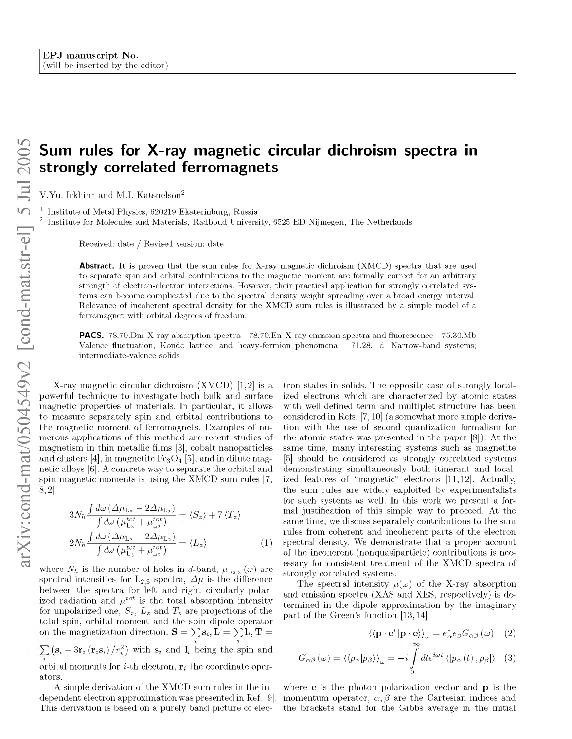EPJ manuscript No.
(will be inserted by the editor)

# Sum rules for X-ray magnetic circular dichroism spectra in strongly correlated ferromagnets

V.Yu. Irkhin[1] and M.I. Katsnelson[2]

[1] Institute of Metal Physics, 620219 Ekaterinburg, Russia
[2] Institute for Molecules and Materials, Radboud University, 6525 ED Nijmegen, The Netherlands

Received: date / Revised version: date

**Abstract.** It is proven that the sum rules for X-ray magnetic dichroism (XMCD) spectra that are used to separate spin and orbital contributions to the magnetic moment are formally correct for an arbitrary strength of electron-electron interactions. However, their practical application for strongly correlated systems can become complicated due to the spectral density weight spreading over a broad energy interval. Relevance of incoherent spectral density for the XMCD sum rules is illustrated by a simple model of a ferromagnet with orbital degrees of freedom.

**PACS.** 78.70.Dm X-ray absorption spectra – 78.70.En X-ray emission spectra and fluorescence – 75.30.Mb Valence fluctuation, Kondo lattice, and heavy-fermion phenomena – 71.28.+d Narrow-band systems; intermediate-valence solids

X-ray magnetic circular dichroism (XMCD) [1,2] is a powerful technique to investigate both bulk and surface magnetic properties of materials. In particular, it allows to measure separately spin and orbital contributions to the magnetic moment of ferromagnets. Examples of numerous applications of this method are recent studies of magnetism in thin metallic films [3], cobalt nanoparticles and clusters [4], in magnetite $Fe_3O_4$ [5], and in dilute magnetic alloys [6]. A concrete way to separate the orbital and spin magnetic moments is using the XMCD sum rules [7, 8,2]

$$
\begin{aligned}
3N_h \frac{\int d\omega \left(\Delta\mu_{\mathrm{L}_3} - 2\Delta\mu_{\mathrm{L}_2}\right)}{\int d\omega \left(\mu^{tot}_{\mathrm{L}_3} + \mu^{tot}_{\mathrm{L}_2}\right)} &= \langle S_z \rangle + 7 \langle T_z \rangle \\
2N_h \frac{\int d\omega \left(\Delta\mu_{\mathrm{L}_3} - 2\Delta\mu_{\mathrm{L}_2}\right)}{\int d\omega \left(\mu^{tot}_{\mathrm{L}_3} + \mu^{tot}_{\mathrm{L}_2}\right)} &= \langle L_z \rangle
\end{aligned} \tag{1}
$$

where $N_h$ is the number of holes in $d$-band, $\mu_{\mathrm{L}_{2,3}}(\omega)$ are spectral intensities for $\mathrm{L}_{2,3}$ spectra, $\Delta\mu$ is the difference between the spectra for left and right circularly polarized radiation and $\mu^{tot}$ is the total absorption intensity for unpolarized one, $S_z$, $L_z$ and $T_z$ are projections of the total spin, orbital moment and the spin dipole operator on the magnetization direction: $\mathbf{S} = \sum_i \mathbf{s}_i, \mathbf{L} = \sum_i \mathbf{l}_i, \mathbf{T} = \sum_i \left(\mathbf{s}_i - 3\mathbf{r}_i\left(\mathbf{r}_i\mathbf{s}_i\right)/r_i^2\right)$ with $\mathbf{s}_i$ and $\mathbf{l}_i$ being the spin and orbital moments for $i$-th electron, $\mathbf{r}_i$ the coordinate operators.

A simple derivation of the XMCD sum rules in the independent electron approximation was presented in Ref. [9]. This derivation is based on a purely band picture of electron states in solids. The opposite case of strongly localized electrons which are characterized by atomic states with well-defined term and multiplet structure has been considered in Refs. [7,10] (a somewhat more simple derivation with the use of second quantization formalism for the atomic states was presented in the paper [8]). At the same time, many interesting systems such as magnetite [5] should be considered as strongly correlated systems demonstrating simultaneously both itinerant and localized features of "magnetic" electrons [11,12]. Actually, the sum rules are widely exploited by experimentalists for such systems as well. In this work we present a formal justification of this simple way to proceed. At the same time, we discuss separately contributions to the sum rules from coherent and incoherent parts of the electron spectral density. We demonstrate that a proper account of the incoherent (nonquasiparticle) contributions is necessary for consistent treatment of the XMCD spectra of strongly correlated systems.

The spectral intensity $\mu(\omega)$ of the X-ray absorption and emission spectra (XAS and XES, respectively) is determined in the dipole approximation by the imaginary part of the Green's function [13,14]

$$
\langle\langle \mathbf{p}\cdot\mathbf{e}^{*} | \mathbf{p}\cdot\mathbf{e} \rangle\rangle_{\omega} = e^{*}_{\alpha} e_{\beta} G_{\alpha\beta}(\omega) \tag{2}
$$

$$
G_{\alpha\beta}(\omega) = \langle\langle p_\alpha | p_\beta \rangle\rangle_{\omega} = -i \int_0^\infty dt e^{i\omega t} \langle [p_\alpha(t), p_\beta] \rangle \tag{3}
$$

where $\mathbf{e}$ is the photon polarization vector and $\mathbf{p}$ is the momentum operator, $\alpha, \beta$ are the Cartesian indices and the brackets stand for the Gibbs average in the initial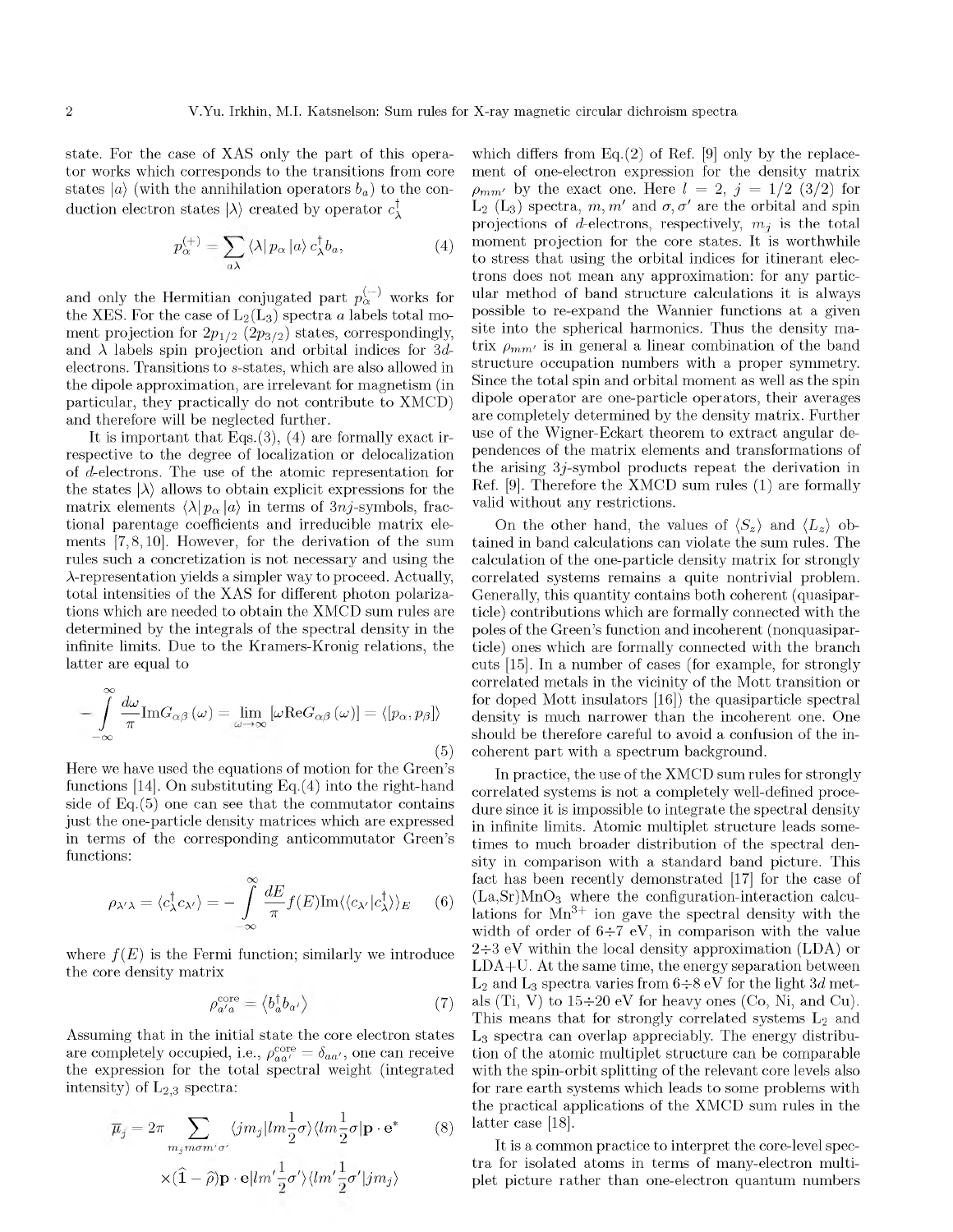state. For the case of XAS only the part of this operator works which corresponds to the transitions from core states $|a\rangle$ (with the annihilation operators $b_a$) to the conduction electron states $|\lambda\rangle$ created by operator $c_\lambda^\dagger$

$$p_\alpha^{(+)} = \sum_{a\lambda} \langle\lambda| p_\alpha |a\rangle c_\lambda^\dagger b_a, \tag{4}$$

and only the Hermitian conjugated part $p_\alpha^{(-)}$ works for the XES. For the case of $L_2(L_3)$ spectra $a$ labels total moment projection for $2p_{1/2}$ ($2p_{3/2}$) states, correspondingly, and $\lambda$ labels spin projection and orbital indices for $3d$-electrons. Transitions to $s$-states, which are also allowed in the dipole approximation, are irrelevant for magnetism (in particular, they practically do not contribute to XMCD) and therefore will be neglected further.

It is important that Eqs.(3), (4) are formally exact irrespective to the degree of localization or delocalization of $d$-electrons. The use of the atomic representation for the states $|\lambda\rangle$ allows to obtain explicit expressions for the matrix elements $\langle\lambda| p_\alpha |a\rangle$ in terms of $3nj$-symbols, fractional parentage coefficients and irreducible matrix elements [7,8,10]. However, for the derivation of the sum rules such a concretization is not necessary and using the $\lambda$-representation yields a simpler way to proceed. Actually, total intensities of the XAS for different photon polarizations which are needed to obtain the XMCD sum rules are determined by the integrals of the spectral density in the infinite limits. Due to the Kramers-Kronig relations, the latter are equal to

$$-\int_{-\infty}^{\infty} \frac{d\omega}{\pi} \mathrm{Im} G_{\alpha\beta}(\omega) = \lim_{\omega\to\infty} [\omega \mathrm{Re} G_{\alpha\beta}(\omega)] = \langle [p_\alpha, p_\beta] \rangle \tag{5}$$

Here we have used the equations of motion for the Green's functions [14]. On substituting Eq.(4) into the right-hand side of Eq.(5) one can see that the commutator contains just the one-particle density matrices which are expressed in terms of the corresponding anticommutator Green's functions:

$$\rho_{\lambda'\lambda} = \langle c_\lambda^\dagger c_{\lambda'} \rangle = -\int_{-\infty}^{\infty} \frac{dE}{\pi} f(E) \mathrm{Im} \langle\langle c_{\lambda'} | c_\lambda^\dagger \rangle\rangle_E \tag{6}$$

where $f(E)$ is the Fermi function; similarly we introduce the core density matrix

$$\rho_{a'a}^{\mathrm{core}} = \langle b_a^\dagger b_{a'} \rangle \tag{7}$$

Assuming that in the initial state the core electron states are completely occupied, i.e., $\rho_{aa'}^{\mathrm{core}} = \delta_{aa'}$, one can receive the expression for the total spectral weight (integrated intensity) of $L_{2,3}$ spectra:

$$\overline{\mu}_j = 2\pi \sum_{m_j m \sigma m' \sigma'} \langle j m_j | l m \frac{1}{2} \sigma \rangle \langle l m \frac{1}{2} \sigma | \mathbf{p} \cdot \mathbf{e}^* \tag{8}$$
$$\times (\widehat{1} - \widehat{\rho}) \mathbf{p} \cdot \mathbf{e} | l m' \frac{1}{2} \sigma' \rangle \langle l m' \frac{1}{2} \sigma' | j m_j \rangle$$

which differs from Eq.(2) of Ref. [9] only by the replacement of one-electron expression for the density matrix $\rho_{mm'}$ by the exact one. Here $l = 2$, $j = 1/2$ $(3/2)$ for $L_2$ ($L_3$) spectra, $m, m'$ and $\sigma, \sigma'$ are the orbital and spin projections of $d$-electrons, respectively, $m_j$ is the total moment projection for the core states. It is worthwhile to stress that using the orbital indices for itinerant electrons does not mean any approximation: for any particular method of band structure calculations it is always possible to re-expand the Wannier functions at a given site into the spherical harmonics. Thus the density matrix $\rho_{mm'}$ is in general a linear combination of the band structure occupation numbers with a proper symmetry. Since the total spin and orbital moment as well as the spin dipole operator are one-particle operators, their averages are completely determined by the density matrix. Further use of the Wigner-Eckart theorem to extract angular dependences of the matrix elements and transformations of the arising $3j$-symbol products repeat the derivation in Ref. [9]. Therefore the XMCD sum rules (1) are formally valid without any restrictions.

On the other hand, the values of $\langle S_z \rangle$ and $\langle L_z \rangle$ obtained in band calculations can violate the sum rules. The calculation of the one-particle density matrix for strongly correlated systems remains a quite nontrivial problem. Generally, this quantity contains both coherent (quasiparticle) contributions which are formally connected with the poles of the Green's function and incoherent (nonquasiparticle) ones which are formally connected with the branch cuts [15]. In a number of cases (for example, for strongly correlated metals in the vicinity of the Mott transition or for doped Mott insulators [16]) the quasiparticle spectral density is much narrower than the incoherent one. One should be therefore careful to avoid a confusion of the incoherent part with a spectrum background.

In practice, the use of the XMCD sum rules for strongly correlated systems is not a completely well-defined procedure since it is impossible to integrate the spectral density in infinite limits. Atomic multiplet structure leads sometimes to much broader distribution of the spectral density in comparison with a standard band picture. This fact has been recently demonstrated [17] for the case of (La,Sr)$MnO_3$ where the configuration-interaction calculations for $Mn^{3+}$ ion gave the spectral density with the width of order of 6÷7 eV, in comparison with the value 2÷3 eV within the local density approximation (LDA) or LDA+U. At the same time, the energy separation between $L_2$ and $L_3$ spectra varies from 6÷8 eV for the light $3d$ metals (Ti, V) to 15÷20 eV for heavy ones (Co, Ni, and Cu). This means that for strongly correlated systems $L_2$ and $L_3$ spectra can overlap appreciably. The energy distribution of the atomic multiplet structure can be comparable with the spin-orbit splitting of the relevant core levels also for rare earth systems which leads to some problems with the practical applications of the XMCD sum rules in the latter case [18].

It is a common practice to interpret the core-level spectra for isolated atoms in terms of many-electron multiplet picture rather than one-electron quantum numbers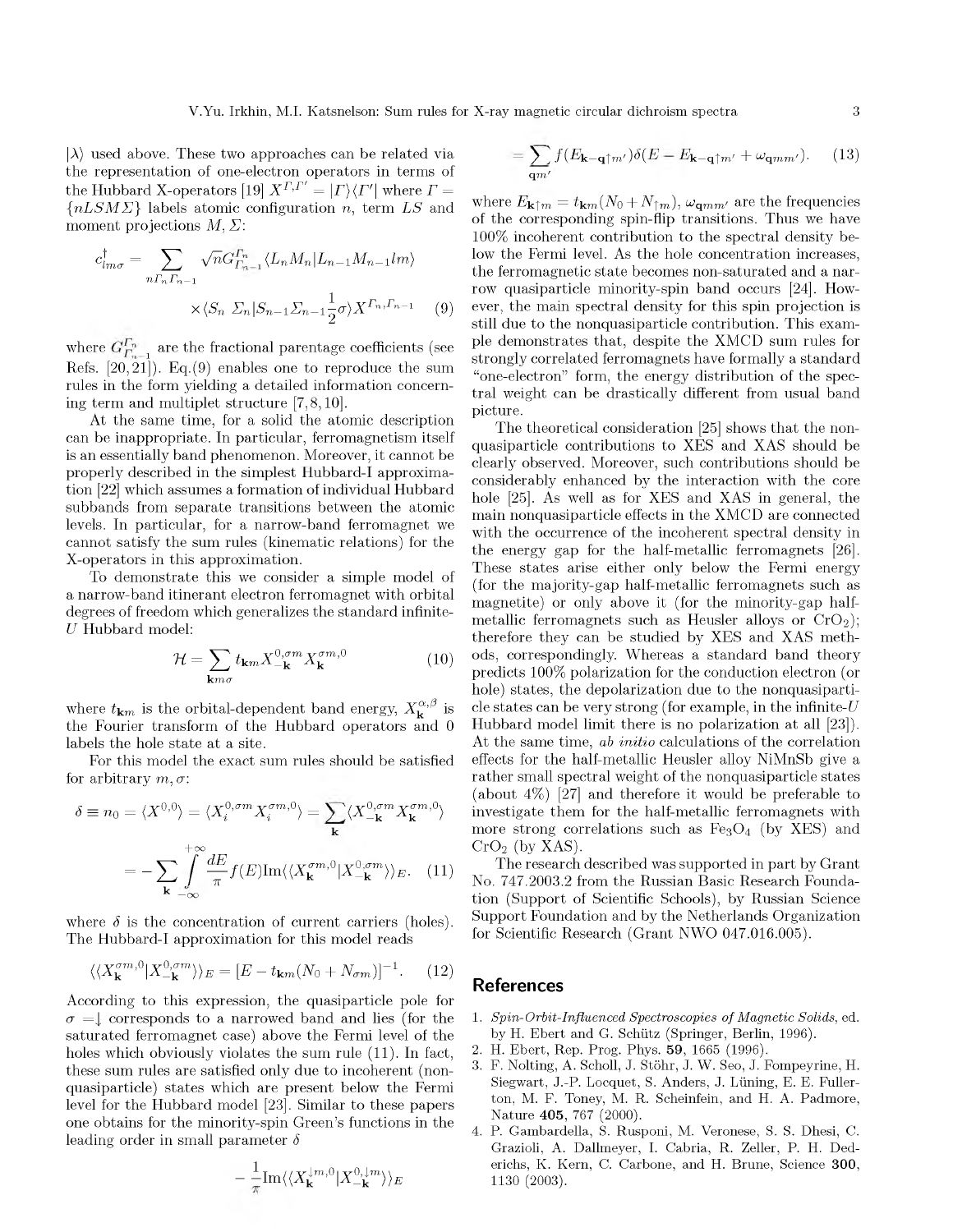$|\lambda\rangle$ used above. These two approaches can be related via the representation of one-electron operators in terms of the Hubbard X-operators [19] $X^{\Gamma,\Gamma'} = |\Gamma\rangle\langle\Gamma'|$ where $\Gamma = \{nLSM\Sigma\}$ labels atomic configuration $n$, term $LS$ and moment projections $M, \Sigma$:

$$c^{\dagger}_{lm\sigma} = \sum_{n\Gamma_n\Gamma_{n-1}} \sqrt{n} G^{\Gamma_n}_{\Gamma_{n-1}} \langle L_n M_n | L_{n-1} M_{n-1} lm \rangle \times \langle S_n \ \Sigma_n | S_{n-1} \Sigma_{n-1} \frac{1}{2} \sigma \rangle X^{\Gamma_n,\Gamma_{n-1}} \quad (9)$$

where $G^{\Gamma_n}_{\Gamma_{n-1}}$ are the fractional parentage coefficients (see Refs. [20,21]). Eq.(9) enables one to reproduce the sum rules in the form yielding a detailed information concerning term and multiplet structure [7,8,10].

At the same time, for a solid the atomic description can be inappropriate. In particular, ferromagnetism itself is an essentially band phenomenon. Moreover, it cannot be properly described in the simplest Hubbard-I approximation [22] which assumes a formation of individual Hubbard subbands from separate transitions between the atomic levels. In particular, for a narrow-band ferromagnet we cannot satisfy the sum rules (kinematic relations) for the X-operators in this approximation.

To demonstrate this we consider a simple model of a narrow-band itinerant electron ferromagnet with orbital degrees of freedom which generalizes the standard infinite-$U$ Hubbard model:

$$\mathcal{H} = \sum_{\mathbf{k}m\sigma} t_{\mathbf{k}m} X^{0,\sigma m}_{-\mathbf{k}} X^{\sigma m,0}_{\mathbf{k}} \quad (10)$$

where $t_{\mathbf{k}m}$ is the orbital-dependent band energy, $X^{\alpha,\beta}_{\mathbf{k}}$ is the Fourier transform of the Hubbard operators and 0 labels the hole state at a site.

For this model the exact sum rules should be satisfied for arbitrary $m, \sigma$:

$$\delta \equiv n_0 = \langle X^{0,0} \rangle = \langle X^{0,\sigma m}_i X^{\sigma m,0}_i \rangle = \sum_{\mathbf{k}} \langle X^{0,\sigma m}_{-\mathbf{k}} X^{\sigma m,0}_{\mathbf{k}} \rangle$$

$$= -\sum_{\mathbf{k}} \int_{-\infty}^{+\infty} \frac{dE}{\pi} f(E) \mathrm{Im} \langle\langle X^{\sigma m,0}_{\mathbf{k}} | X^{0,\sigma m}_{-\mathbf{k}} \rangle\rangle_E . \quad (11)$$

where $\delta$ is the concentration of current carriers (holes). The Hubbard-I approximation for this model reads

$$\langle\langle X^{\sigma m,0}_{\mathbf{k}} | X^{0,\sigma m}_{-\mathbf{k}} \rangle\rangle_E = [E - t_{\mathbf{k}m}(N_0 + N_{\sigma m})]^{-1}. \quad (12)$$

According to this expression, the quasiparticle pole for $\sigma =\downarrow$ corresponds to a narrowed band and lies (for the saturated ferromagnet case) above the Fermi level of the holes which obviously violates the sum rule (11). In fact, these sum rules are satisfied only due to incoherent (non-quasiparticle) states which are present below the Fermi level for the Hubbard model [23]. Similar to these papers one obtains for the minority-spin Green's functions in the leading order in small parameter $\delta$

$$-\frac{1}{\pi} \mathrm{Im} \langle\langle X^{\downarrow m,0}_{\mathbf{k}} | X^{0,\downarrow m}_{-\mathbf{k}} \rangle\rangle_E$$

$$= \sum_{\mathbf{q}m'} f(E_{\mathbf{k}-\mathbf{q}\uparrow m'}) \delta(E - E_{\mathbf{k}-\mathbf{q}\uparrow m'} + \omega_{\mathbf{q}mm'}). \quad (13)$$

where $E_{\mathbf{k}\uparrow m} = t_{\mathbf{k}m}(N_0 + N_{\uparrow m})$, $\omega_{\mathbf{q}mm'}$ are the frequencies of the corresponding spin-flip transitions. Thus we have 100% incoherent contribution to the spectral density below the Fermi level. As the hole concentration increases, the ferromagnetic state becomes non-saturated and a narrow quasiparticle minority-spin band occurs [24]. However, the main spectral density for this spin projection is still due to the nonquasiparticle contribution. This example demonstrates that, despite the XMCD sum rules for strongly correlated ferromagnets have formally a standard "one-electron" form, the energy distribution of the spectral weight can be drastically different from usual band picture.

The theoretical consideration [25] shows that the non-quasiparticle contributions to XES and XAS should be clearly observed. Moreover, such contributions should be considerably enhanced by the interaction with the core hole [25]. As well as for XES and XAS in general, the main nonquasiparticle effects in the XMCD are connected with the occurrence of the incoherent spectral density in the energy gap for the half-metallic ferromagnets [26]. These states arise either only below the Fermi energy (for the majority-gap half-metallic ferromagnets such as magnetite) or only above it (for the minority-gap half-metallic ferromagnets such as Heusler alloys or $CrO_2$); therefore they can be studied by XES and XAS methods, correspondingly. Whereas a standard band theory predicts 100% polarization for the conduction electron (or hole) states, the depolarization due to the nonquasiparticle states can be very strong (for example, in the infinite-$U$ Hubbard model limit there is no polarization at all [23]). At the same time, *ab initio* calculations of the correlation effects for the half-metallic Heusler alloy NiMnSb give a rather small spectral weight of the nonquasiparticle states (about 4%) [27] and therefore it would be preferable to investigate them for the half-metallic ferromagnets with more strong correlations such as $Fe_3O_4$ (by XES) and $CrO_2$ (by XAS).

The research described was supported in part by Grant No. 747.2003.2 from the Russian Basic Research Foundation (Support of Scientific Schools), by Russian Science Support Foundation and by the Netherlands Organization for Scientific Research (Grant NWO 047.016.005).

## References

1. *Spin-Orbit-Influenced Spectroscopies of Magnetic Solids*, ed. by H. Ebert and G. Schütz (Springer, Berlin, 1996).
2. H. Ebert, Rep. Prog. Phys. **59**, 1665 (1996).
3. F. Nolting, A. Scholl, J. Stöhr, J. W. Seo, J. Fompeyrine, H. Siegwart, J.-P. Locquet, S. Anders, J. Lüning, E. E. Fullerton, M. F. Toney, M. R. Scheinfein, and H. A. Padmore, Nature **405**, 767 (2000).
4. P. Gambardella, S. Rusponi, M. Veronese, S. S. Dhesi, C. Grazioli, A. Dallmeyer, I. Cabria, R. Zeller, P. H. Dederichs, K. Kern, C. Carbone, and H. Brune, Science **300**, 1130 (2003).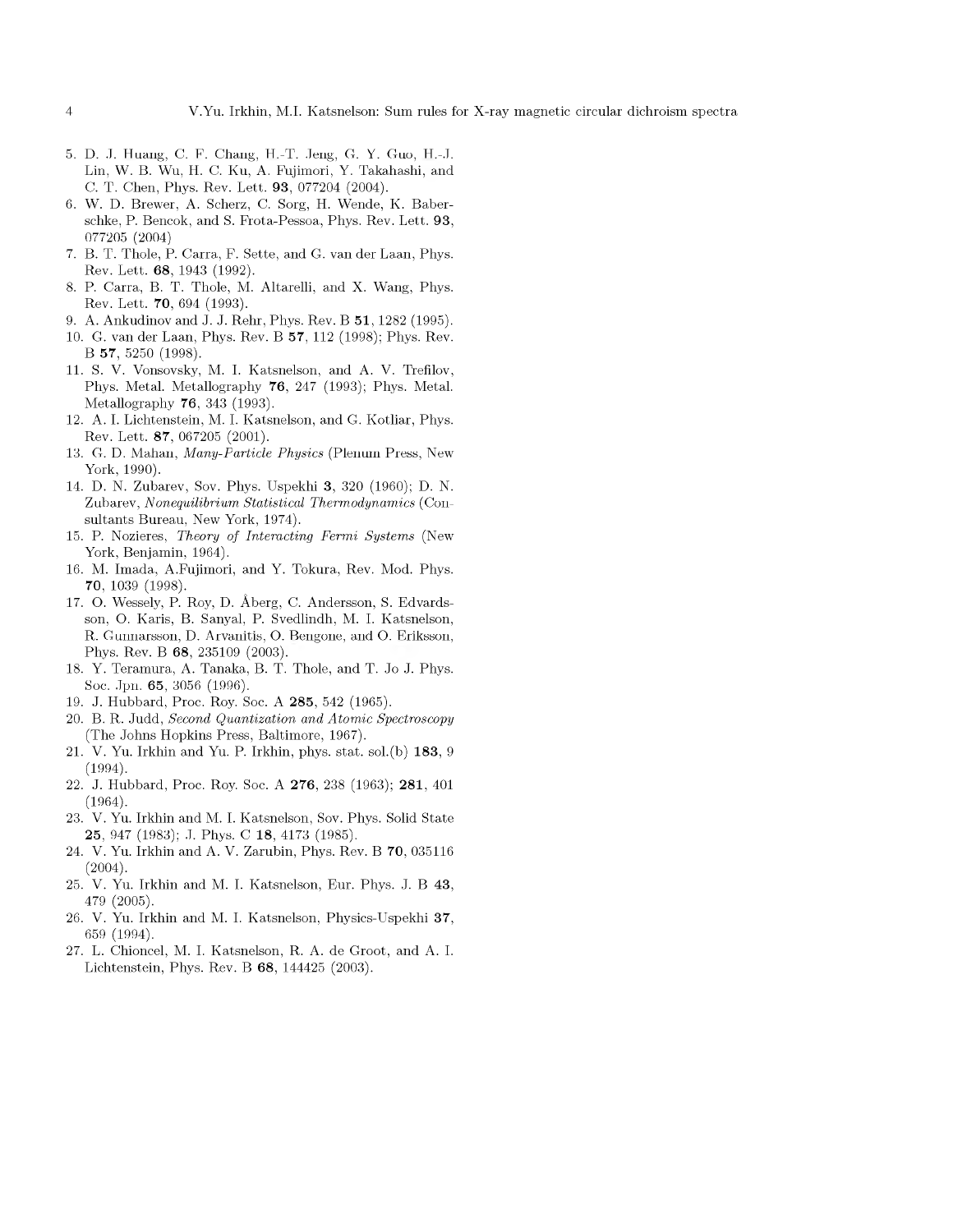5. D. J. Huang, C. F. Chang, H.-T. Jeng, G. Y. Guo, H.-J. Lin, W. B. Wu, H. C. Ku, A. Fujimori, Y. Takahashi, and C. T. Chen, Phys. Rev. Lett. **93**, 077204 (2004).
6. W. D. Brewer, A. Scherz, C. Sorg, H. Wende, K. Baberschke, P. Bencok, and S. Frota-Pessoa, Phys. Rev. Lett. **93**, 077205 (2004)
7. B. T. Thole, P. Carra, F. Sette, and G. van der Laan, Phys. Rev. Lett. **68**, 1943 (1992).
8. P. Carra, B. T. Thole, M. Altarelli, and X. Wang, Phys. Rev. Lett. **70**, 694 (1993).
9. A. Ankudinov and J. J. Rehr, Phys. Rev. B **51**, 1282 (1995).
10. G. van der Laan, Phys. Rev. B **57**, 112 (1998); Phys. Rev. B **57**, 5250 (1998).
11. S. V. Vonsovsky, M. I. Katsnelson, and A. V. Trefilov, Phys. Metal. Metallography **76**, 247 (1993); Phys. Metal. Metallography **76**, 343 (1993).
12. A. I. Lichtenstein, M. I. Katsnelson, and G. Kotliar, Phys. Rev. Lett. **87**, 067205 (2001).
13. G. D. Mahan, *Many-Particle Physics* (Plenum Press, New York, 1990).
14. D. N. Zubarev, Sov. Phys. Uspekhi **3**, 320 (1960); D. N. Zubarev, *Nonequilibrium Statistical Thermodynamics* (Consultants Bureau, New York, 1974).
15. P. Nozieres, *Theory of Interacting Fermi Systems* (New York, Benjamin, 1964).
16. M. Imada, A.Fujimori, and Y. Tokura, Rev. Mod. Phys. **70**, 1039 (1998).
17. O. Wessely, P. Roy, D. Åberg, C. Andersson, S. Edvardsson, O. Karis, B. Sanyal, P. Svedlindh, M. I. Katsnelson, R. Gunnarsson, D. Arvanitis, O. Bengone, and O. Eriksson, Phys. Rev. B **68**, 235109 (2003).
18. Y. Teramura, A. Tanaka, B. T. Thole, and T. Jo J. Phys. Soc. Jpn. **65**, 3056 (1996).
19. J. Hubbard, Proc. Roy. Soc. A **285**, 542 (1965).
20. B. R. Judd, *Second Quantization and Atomic Spectroscopy* (The Johns Hopkins Press, Baltimore, 1967).
21. V. Yu. Irkhin and Yu. P. Irkhin, phys. stat. sol.(b) **183**, 9 (1994).
22. J. Hubbard, Proc. Roy. Soc. A **276**, 238 (1963); **281**, 401 (1964).
23. V. Yu. Irkhin and M. I. Katsnelson, Sov. Phys. Solid State **25**, 947 (1983); J. Phys. C **18**, 4173 (1985).
24. V. Yu. Irkhin and A. V. Zarubin, Phys. Rev. B **70**, 035116 (2004).
25. V. Yu. Irkhin and M. I. Katsnelson, Eur. Phys. J. B **43**, 479 (2005).
26. V. Yu. Irkhin and M. I. Katsnelson, Physics-Uspekhi **37**, 659 (1994).
27. L. Chioncel, M. I. Katsnelson, R. A. de Groot, and A. I. Lichtenstein, Phys. Rev. B **68**, 144425 (2003).